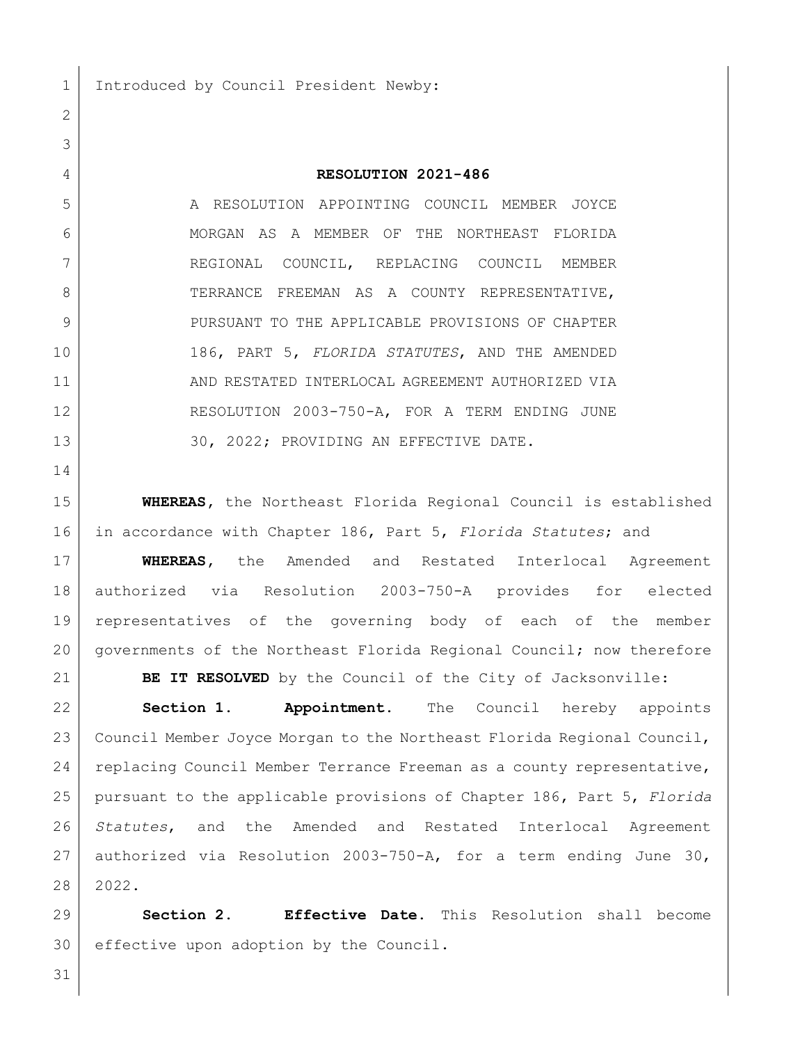Introduced by Council President Newby:

**RESOLUTION 2021-486**

A RESOLUTION APPOINTING COUNCIL MEMBER JOYCE MORGAN AS A MEMBER OF THE NORTHEAST FLORIDA REGIONAL COUNCIL, REPLACING COUNCIL MEMBER TERRANCE FREEMAN AS A COUNTY REPRESENTATIVE, PURSUANT TO THE APPLICABLE PROVISIONS OF CHAPTER 186, PART 5, *FLORIDA STATUTES*, AND THE AMENDED AND RESTATED INTERLOCAL AGREEMENT AUTHORIZED VIA RESOLUTION 2003-750-A, FOR A TERM ENDING JUNE 30, 2022; PROVIDING AN EFFECTIVE DATE.

**WHEREAS**, the Northeast Florida Regional Council is established in accordance with Chapter 186, Part 5, *Florida Statutes*; and

**WHEREAS**, the Amended and Restated Interlocal Agreement authorized via Resolution 2003-750-A provides for elected representatives of the governing body of each of the member governments of the Northeast Florida Regional Council; now therefore

**BE IT RESOLVED** by the Council of the City of Jacksonville:

**Section 1. Appointment.** The Council hereby appoints Council Member Joyce Morgan to the Northeast Florida Regional Council, replacing Council Member Terrance Freeman as a county representative, pursuant to the applicable provisions of Chapter 186, Part 5, *Florida Statutes*, and the Amended and Restated Interlocal Agreement authorized via Resolution 2003-750-A, for a term ending June 30, 2022.

**Section 2. Effective Date.** This Resolution shall become effective upon adoption by the Council.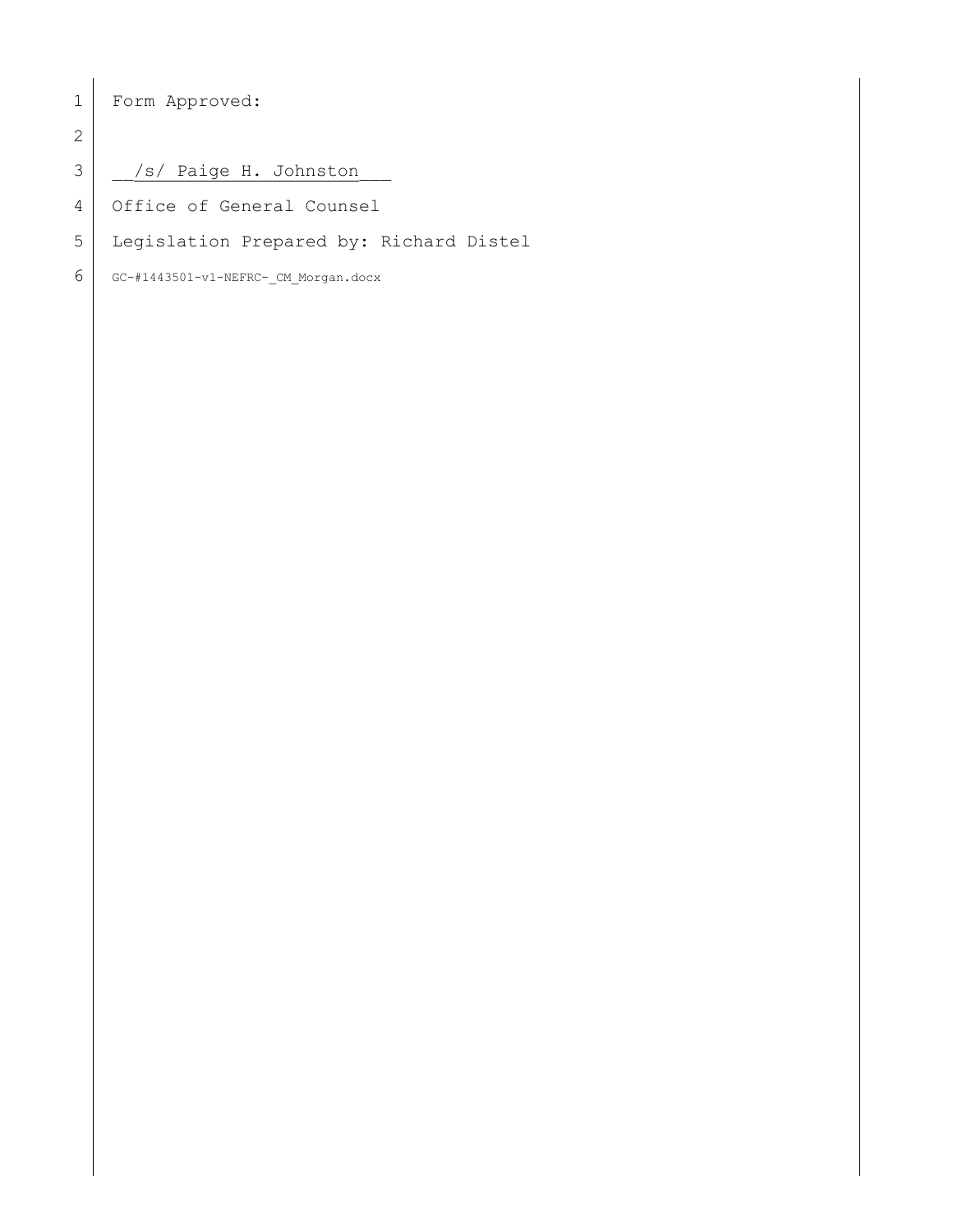Form Approved:

__/s/ Paige H. Johnston___

Office of General Counsel

Legislation Prepared by: Richard Distel

GC-#1443501-v1-NEFRC-_CM_Morgan.docx